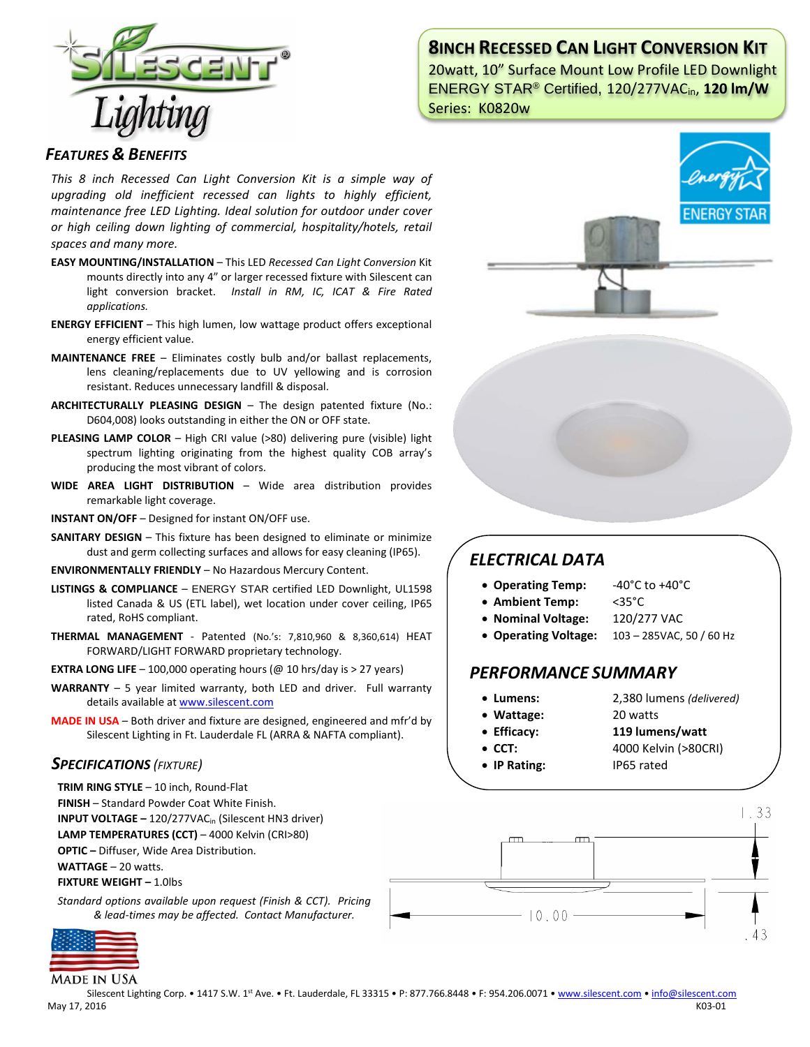# 8INCH RECESSED CAN LIGHT CONVERSION KIT

20watt, 10" Surface Mount Low Profile LED Downlight
ENERGY STAR® Certified, 120/277VAC$_{in}$, **120 lm/W**
Series: K0820w

## FEATURES & BENEFITS

*This 8 inch Recessed Can Light Conversion Kit is a simple way of upgrading old inefficient recessed can lights to highly efficient, maintenance free LED Lighting. Ideal solution for outdoor under cover or high ceiling down lighting of commercial, hospitality/hotels, retail spaces and many more.*

**EASY MOUNTING/INSTALLATION** – This LED *Recessed Can Light Conversion* Kit mounts directly into any 4" or larger recessed fixture with Silescent can light conversion bracket. *Install in RM, IC, ICAT & Fire Rated applications.*

**ENERGY EFFICIENT** – This high lumen, low wattage product offers exceptional energy efficient value.

**MAINTENANCE FREE** – Eliminates costly bulb and/or ballast replacements, lens cleaning/replacements due to UV yellowing and is corrosion resistant. Reduces unnecessary landfill & disposal.

**ARCHITECTURALLY PLEASING DESIGN** – The design patented fixture (No.: D604,008) looks outstanding in either the ON or OFF state.

**PLEASING LAMP COLOR** – High CRI value (>80) delivering pure (visible) light spectrum lighting originating from the highest quality COB array's producing the most vibrant of colors.

**WIDE AREA LIGHT DISTRIBUTION** – Wide area distribution provides remarkable light coverage.

**INSTANT ON/OFF** – Designed for instant ON/OFF use.

**SANITARY DESIGN** – This fixture has been designed to eliminate or minimize dust and germ collecting surfaces and allows for easy cleaning (IP65).

**ENVIRONMENTALLY FRIENDLY** – No Hazardous Mercury Content.

**LISTINGS & COMPLIANCE** – ENERGY STAR certified LED Downlight, UL1598 listed Canada & US (ETL label), wet location under cover ceiling, IP65 rated, RoHS compliant.

**THERMAL MANAGEMENT** - Patented (No.'s: 7,810,960 & 8,360,614) HEAT FORWARD/LIGHT FORWARD proprietary technology.

**EXTRA LONG LIFE** – 100,000 operating hours (@ 10 hrs/day is > 27 years)

**WARRANTY** – 5 year limited warranty, both LED and driver. Full warranty details available at www.silescent.com

**MADE IN USA** – Both driver and fixture are designed, engineered and mfr'd by Silescent Lighting in Ft. Lauderdale FL (ARRA & NAFTA compliant).

## SPECIFICATIONS (FIXTURE)

**TRIM RING STYLE** – 10 inch, Round-Flat
**FINISH** – Standard Powder Coat White Finish.
**INPUT VOLTAGE** – 120/277VAC$_{in}$ (Silescent HN3 driver)
**LAMP TEMPERATURES (CCT)** – 4000 Kelvin (CRI>80)
**OPTIC** – Diffuser, Wide Area Distribution.
**WATTAGE** – 20 watts.
**FIXTURE WEIGHT** – 1.0lbs

*Standard options available upon request (Finish & CCT). Pricing & lead-times may be affected. Contact Manufacturer.*

MADE IN USA

## ELECTRICAL DATA

- **Operating Temp:** -40°C to +40°C
- **Ambient Temp:** <35°C
- **Nominal Voltage:** 120/277 VAC
- **Operating Voltage:** 103 – 285VAC, 50 / 60 Hz

## PERFORMANCE SUMMARY

- **Lumens:** 2,380 lumens *(delivered)*
- **Wattage:** 20 watts
- **Efficacy:** **119 lumens/watt**
- **CCT:** 4000 Kelvin (>80CRI)
- **IP Rating:** IP65 rated

1.33

10.00

.43

Silescent Lighting Corp. • 1417 S.W. 1st Ave. • Ft. Lauderdale, FL 33315 • P: 877.766.8448 • F: 954.206.0071 • www.silescent.com • info@silescent.com

May 17, 2016 K03-01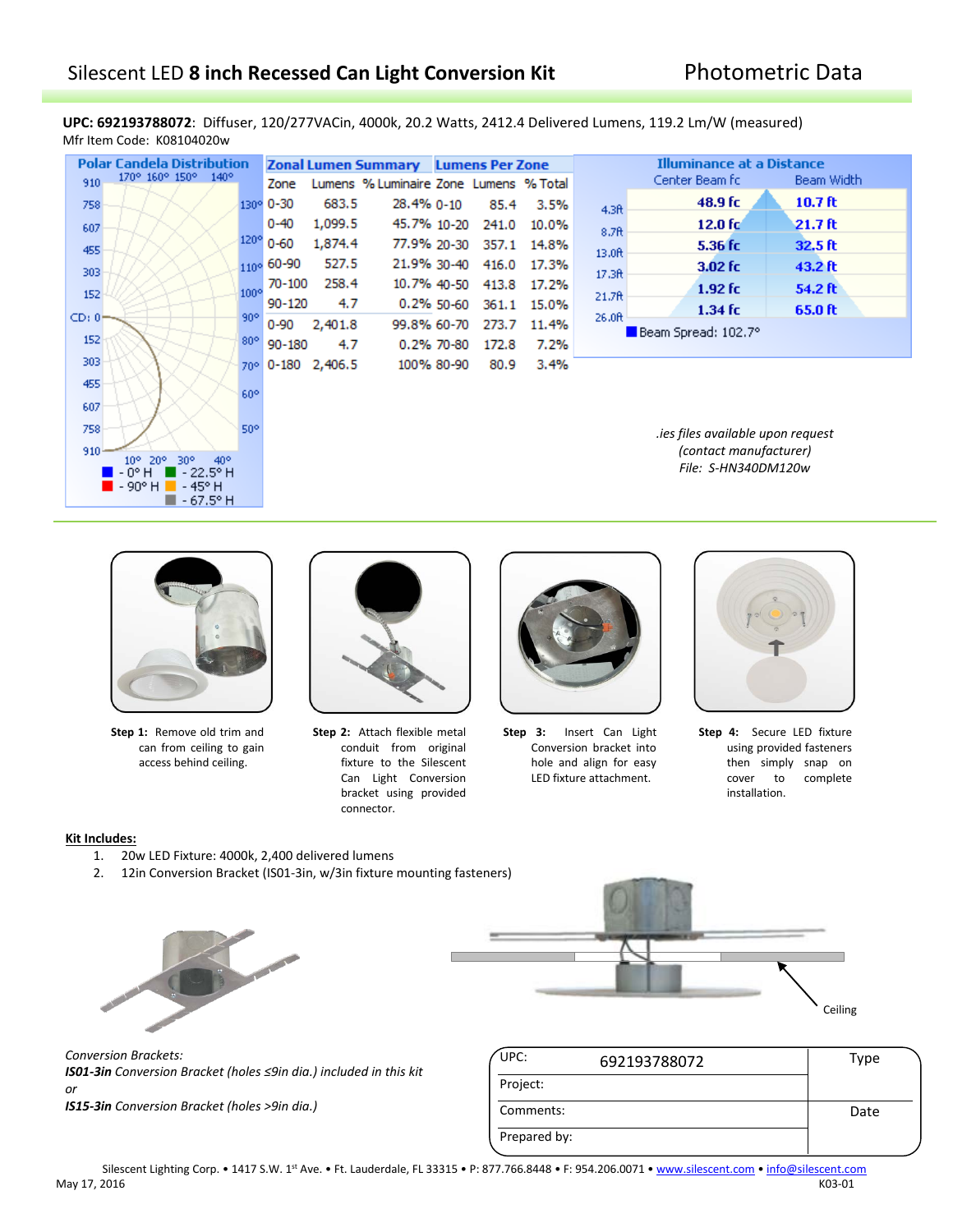# Silescent LED **8 inch Recessed Can Light Conversion Kit** — Photometric Data

**UPC: 692193788072**: Diffuser, 120/277VACin, 4000k, 20.2 Watts, 2412.4 Delivered Lumens, 119.2 Lm/W (measured)
Mfr Item Code: K08104020w

**Polar Candela Distribution**

170° 160° 150° 140°
130°
120°
110°
100°
90°
80°
70°
60°
50°
10° 20° 30° 40°
910
758
607
455
303
152
CD: 0
152
303
455
607
758
910

- 0° H
- 22.5° H
- 90° H
- 45° H
- 67.5° H

| Zonal Lumen Summary | | | Lumens Per Zone | | |
|---|---|---|---|---|---|
| Zone | Lumens | % Luminaire | Zone | Lumens | % Total |
| 0-30 | 683.5 | 28.4% | 0-10 | 85.4 | 3.5% |
| 0-40 | 1,099.5 | 45.7% | 10-20 | 241.0 | 10.0% |
| 0-60 | 1,874.4 | 77.9% | 20-30 | 357.1 | 14.8% |
| 60-90 | 527.5 | 21.9% | 30-40 | 416.0 | 17.3% |
| 70-100 | 258.4 | 10.7% | 40-50 | 413.8 | 17.2% |
| 90-120 | 4.7 | 0.2% | 50-60 | 361.1 | 15.0% |
| 0-90 | 2,401.8 | 99.8% | 60-70 | 273.7 | 11.4% |
| 90-180 | 4.7 | 0.2% | 70-80 | 172.8 | 7.2% |
| 0-180 | 2,406.5 | 100% | 80-90 | 80.9 | 3.4% |

**Illuminance at a Distance**

| | Center Beam fc | Beam Width |
|---|---|---|
| 4.3ft | 48.9 fc | 10.7 ft |
| 8.7ft | 12.0 fc | 21.7 ft |
| 13.0ft | 5.36 fc | 32.5 ft |
| 17.3ft | 3.02 fc | 43.2 ft |
| 21.7ft | 1.92 fc | 54.2 ft |
| 26.0ft | 1.34 fc | 65.0 ft |

Beam Spread: 102.7°

*.ies files available upon request*
*(contact manufacturer)*
*File: S-HN340DM120w*

**Step 1:** Remove old trim and can from ceiling to gain access behind ceiling.

**Step 2:** Attach flexible metal conduit from original fixture to the Silescent Can Light Conversion bracket using provided connector.

**Step 3:** Insert Can Light Conversion bracket into hole and align for easy LED fixture attachment.

**Step 4:** Secure LED fixture using provided fasteners then simply snap on cover to complete installation.

**Kit Includes:**

1. 20w LED Fixture: 4000k, 2,400 delivered lumens
2. 12in Conversion Bracket (IS01-3in, w/3in fixture mounting fasteners)

Ceiling

*Conversion Brackets:*
***IS01-3in** Conversion Bracket (holes ≤9in dia.) included in this kit*
*or*
***IS15-3in** Conversion Bracket (holes >9in dia.)*

| UPC: 692193788072 | Type |
|---|---|
| Project: | |
| Comments: | Date |
| Prepared by: | |

Silescent Lighting Corp. • 1417 S.W. 1st Ave. • Ft. Lauderdale, FL 33315 • P: 877.766.8448 • F: 954.206.0071 • www.silescent.com • info@silescent.com
May 17, 2016 K03-01